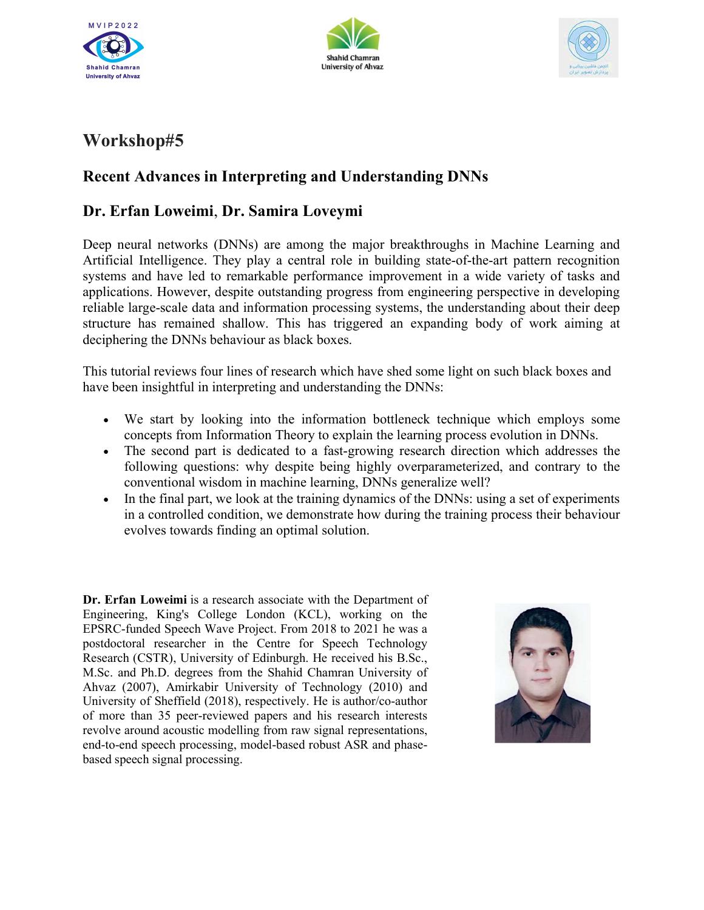# Workshop#5

## Recent Advances in Interpreting and Understanding DNNs

## Dr. Erfan Loweimi, Dr. Samira Loveymi

Deep neural networks (DNNs) are among the major breakthroughs in Machine Learning and Artificial Intelligence. They play a central role in building state-of-the-art pattern recognition systems and have led to remarkable performance improvement in a wide variety of tasks and applications. However, despite outstanding progress from engineering perspective in developing reliable large-scale data and information processing systems, the understanding about their deep structure has remained shallow. This has triggered an expanding body of work aiming at deciphering the DNNs behaviour as black boxes.

This tutorial reviews four lines of research which have shed some light on such black boxes and have been insightful in interpreting and understanding the DNNs:

- We start by looking into the information bottleneck technique which employs some concepts from Information Theory to explain the learning process evolution in DNNs.
- The second part is dedicated to a fast-growing research direction which addresses the following questions: why despite being highly overparameterized, and contrary to the conventional wisdom in machine learning, DNNs generalize well?
- In the final part, we look at the training dynamics of the DNNs: using a set of experiments in a controlled condition, we demonstrate how during the training process their behaviour evolves towards finding an optimal solution.

**Dr. Erfan Loweimi** is a research associate with the Department of Engineering, King's College London (KCL), working on the EPSRC-funded Speech Wave Project. From 2018 to 2021 he was a postdoctoral researcher in the Centre for Speech Technology Research (CSTR), University of Edinburgh. He received his B.Sc., M.Sc. and Ph.D. degrees from the Shahid Chamran University of Ahvaz (2007), Amirkabir University of Technology (2010) and University of Sheffield (2018), respectively. He is author/co-author of more than 35 peer-reviewed papers and his research interests revolve around acoustic modelling from raw signal representations, end-to-end speech processing, model-based robust ASR and phase-based speech signal processing.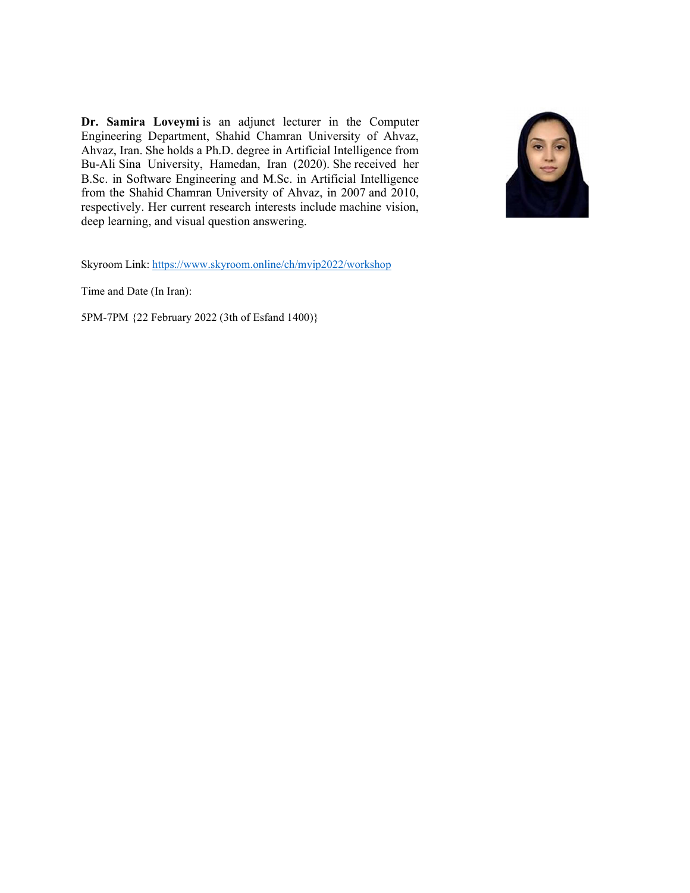**Dr. Samira Loveymi** is an adjunct lecturer in the Computer Engineering Department, Shahid Chamran University of Ahvaz, Ahvaz, Iran. She holds a Ph.D. degree in Artificial Intelligence from Bu-Ali Sina University, Hamedan, Iran (2020). She received her B.Sc. in Software Engineering and M.Sc. in Artificial Intelligence from the Shahid Chamran University of Ahvaz, in 2007 and 2010, respectively. Her current research interests include machine vision, deep learning, and visual question answering.

Skyroom Link: https://www.skyroom.online/ch/mvip2022/workshop

Time and Date (In Iran):

5PM-7PM {22 February 2022 (3th of Esfand 1400)}